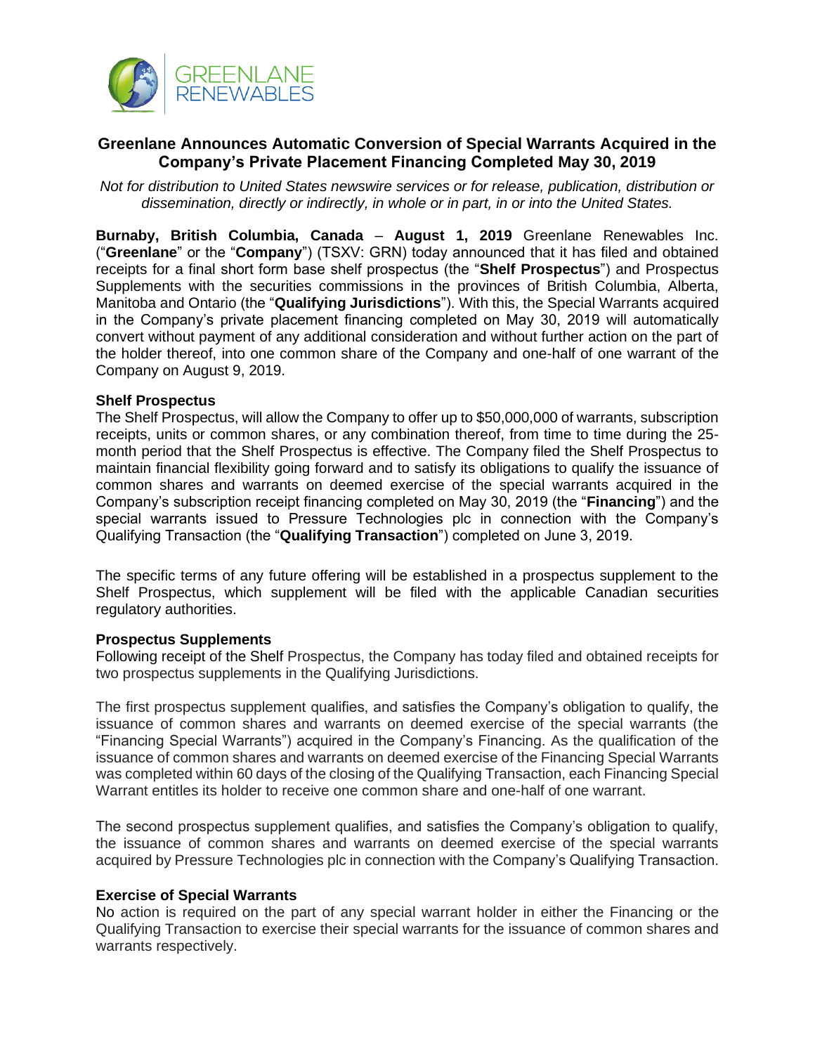# Greenlane Announces Automatic Conversion of Special Warrants Acquired in the Company's Private Placement Financing Completed May 30, 2019

*Not for distribution to United States newswire services or for release, publication, distribution or dissemination, directly or indirectly, in whole or in part, in or into the United States.*

**Burnaby, British Columbia, Canada** – **August 1, 2019** Greenlane Renewables Inc. ("**Greenlane**" or the "**Company**") (TSXV: GRN) today announced that it has filed and obtained receipts for a final short form base shelf prospectus (the "**Shelf Prospectus**") and Prospectus Supplements with the securities commissions in the provinces of British Columbia, Alberta, Manitoba and Ontario (the "**Qualifying Jurisdictions**"). With this, the Special Warrants acquired in the Company's private placement financing completed on May 30, 2019 will automatically convert without payment of any additional consideration and without further action on the part of the holder thereof, into one common share of the Company and one-half of one warrant of the Company on August 9, 2019.

## Shelf Prospectus

The Shelf Prospectus, will allow the Company to offer up to $50,000,000 of warrants, subscription receipts, units or common shares, or any combination thereof, from time to time during the 25-month period that the Shelf Prospectus is effective. The Company filed the Shelf Prospectus to maintain financial flexibility going forward and to satisfy its obligations to qualify the issuance of common shares and warrants on deemed exercise of the special warrants acquired in the Company's subscription receipt financing completed on May 30, 2019 (the "**Financing**") and the special warrants issued to Pressure Technologies plc in connection with the Company's Qualifying Transaction (the "**Qualifying Transaction**") completed on June 3, 2019.

The specific terms of any future offering will be established in a prospectus supplement to the Shelf Prospectus, which supplement will be filed with the applicable Canadian securities regulatory authorities.

## Prospectus Supplements

Following receipt of the Shelf Prospectus, the Company has today filed and obtained receipts for two prospectus supplements in the Qualifying Jurisdictions.

The first prospectus supplement qualifies, and satisfies the Company's obligation to qualify, the issuance of common shares and warrants on deemed exercise of the special warrants (the "Financing Special Warrants") acquired in the Company's Financing. As the qualification of the issuance of common shares and warrants on deemed exercise of the Financing Special Warrants was completed within 60 days of the closing of the Qualifying Transaction, each Financing Special Warrant entitles its holder to receive one common share and one-half of one warrant.

The second prospectus supplement qualifies, and satisfies the Company's obligation to qualify, the issuance of common shares and warrants on deemed exercise of the special warrants acquired by Pressure Technologies plc in connection with the Company's Qualifying Transaction.

## Exercise of Special Warrants

No action is required on the part of any special warrant holder in either the Financing or the Qualifying Transaction to exercise their special warrants for the issuance of common shares and warrants respectively.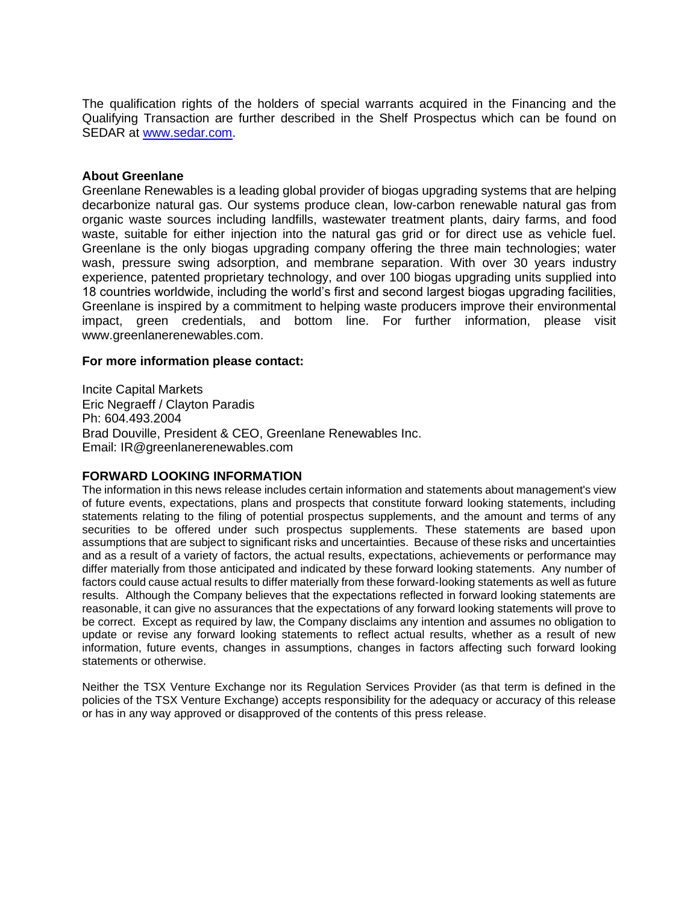The qualification rights of the holders of special warrants acquired in the Financing and the Qualifying Transaction are further described in the Shelf Prospectus which can be found on SEDAR at [www.sedar.com](http://www.sedar.com).

**About Greenlane**

Greenlane Renewables is a leading global provider of biogas upgrading systems that are helping decarbonize natural gas. Our systems produce clean, low-carbon renewable natural gas from organic waste sources including landfills, wastewater treatment plants, dairy farms, and food waste, suitable for either injection into the natural gas grid or for direct use as vehicle fuel. Greenlane is the only biogas upgrading company offering the three main technologies; water wash, pressure swing adsorption, and membrane separation. With over 30 years industry experience, patented proprietary technology, and over 100 biogas upgrading units supplied into 18 countries worldwide, including the world's first and second largest biogas upgrading facilities, Greenlane is inspired by a commitment to helping waste producers improve their environmental impact, green credentials, and bottom line. For further information, please visit www.greenlanerenewables.com.

**For more information please contact:**

Incite Capital Markets
Eric Negraeff / Clayton Paradis
Ph: 604.493.2004
Brad Douville, President & CEO, Greenlane Renewables Inc.
Email: IR@greenlanerenewables.com

**FORWARD LOOKING INFORMATION**

The information in this news release includes certain information and statements about management's view of future events, expectations, plans and prospects that constitute forward looking statements, including statements relating to the filing of potential prospectus supplements, and the amount and terms of any securities to be offered under such prospectus supplements. These statements are based upon assumptions that are subject to significant risks and uncertainties. Because of these risks and uncertainties and as a result of a variety of factors, the actual results, expectations, achievements or performance may differ materially from those anticipated and indicated by these forward looking statements. Any number of factors could cause actual results to differ materially from these forward-looking statements as well as future results. Although the Company believes that the expectations reflected in forward looking statements are reasonable, it can give no assurances that the expectations of any forward looking statements will prove to be correct. Except as required by law, the Company disclaims any intention and assumes no obligation to update or revise any forward looking statements to reflect actual results, whether as a result of new information, future events, changes in assumptions, changes in factors affecting such forward looking statements or otherwise.

Neither the TSX Venture Exchange nor its Regulation Services Provider (as that term is defined in the policies of the TSX Venture Exchange) accepts responsibility for the adequacy or accuracy of this release or has in any way approved or disapproved of the contents of this press release.